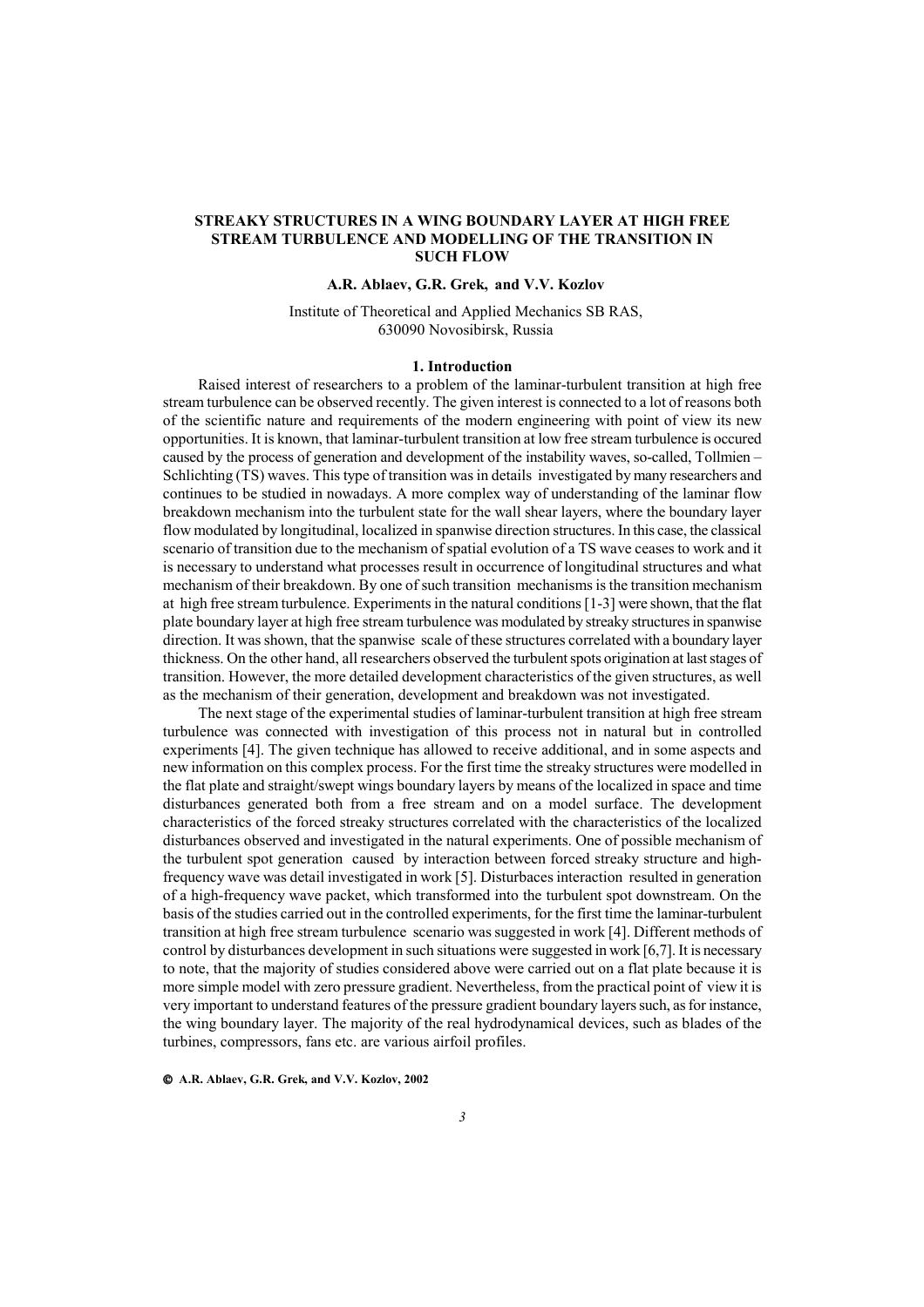# STREAKY STRUCTURES IN A WING BOUNDARY LAYER AT HIGH FREE STREAM TURBULENCE AND MODELLING OF THE TRANSITION IN SUCH FLOW

**A.R. Ablaev, G.R. Grek, and V.V. Kozlov**

Institute of Theoretical and Applied Mechanics SB RAS,
630090 Novosibirsk, Russia

## 1. Introduction

Raised interest of researchers to a problem of the laminar-turbulent transition at high free stream turbulence can be observed recently. The given interest is connected to a lot of reasons both of the scientific nature and requirements of the modern engineering with point of view its new opportunities. It is known, that laminar-turbulent transition at low free stream turbulence is occured caused by the process of generation and development of the instability waves, so-called, Tollmien – Schlichting (TS) waves. This type of transition was in details investigated by many researchers and continues to be studied in nowadays. A more complex way of understanding of the laminar flow breakdown mechanism into the turbulent state for the wall shear layers, where the boundary layer flow modulated by longitudinal, localized in spanwise direction structures. In this case, the classical scenario of transition due to the mechanism of spatial evolution of a TS wave ceases to work and it is necessary to understand what processes result in occurrence of longitudinal structures and what mechanism of their breakdown. By one of such transition mechanisms is the transition mechanism at high free stream turbulence. Experiments in the natural conditions [1-3] were shown, that the flat plate boundary layer at high free stream turbulence was modulated by streaky structures in spanwise direction. It was shown, that the spanwise scale of these structures correlated with a boundary layer thickness. On the other hand, all researchers observed the turbulent spots origination at last stages of transition. However, the more detailed development characteristics of the given structures, as well as the mechanism of their generation, development and breakdown was not investigated.

The next stage of the experimental studies of laminar-turbulent transition at high free stream turbulence was connected with investigation of this process not in natural but in controlled experiments [4]. The given technique has allowed to receive additional, and in some aspects and new information on this complex process. For the first time the streaky structures were modelled in the flat plate and straight/swept wings boundary layers by means of the localized in space and time disturbances generated both from a free stream and on a model surface. The development characteristics of the forced streaky structures correlated with the characteristics of the localized disturbances observed and investigated in the natural experiments. One of possible mechanism of the turbulent spot generation caused by interaction between forced streaky structure and high-frequency wave was detail investigated in work [5]. Disturbaces interaction resulted in generation of a high-frequency wave packet, which transformed into the turbulent spot downstream. On the basis of the studies carried out in the controlled experiments, for the first time the laminar-turbulent transition at high free stream turbulence scenario was suggested in work [4]. Different methods of control by disturbances development in such situations were suggested in work [6,7]. It is necessary to note, that the majority of studies considered above were carried out on a flat plate because it is more simple model with zero pressure gradient. Nevertheless, from the practical point of view it is very important to understand features of the pressure gradient boundary layers such, as for instance, the wing boundary layer. The majority of the real hydrodynamical devices, such as blades of the turbines, compressors, fans etc. are various airfoil profiles.

**© A.R. Ablaev, G.R. Grek, and V.V. Kozlov, 2002**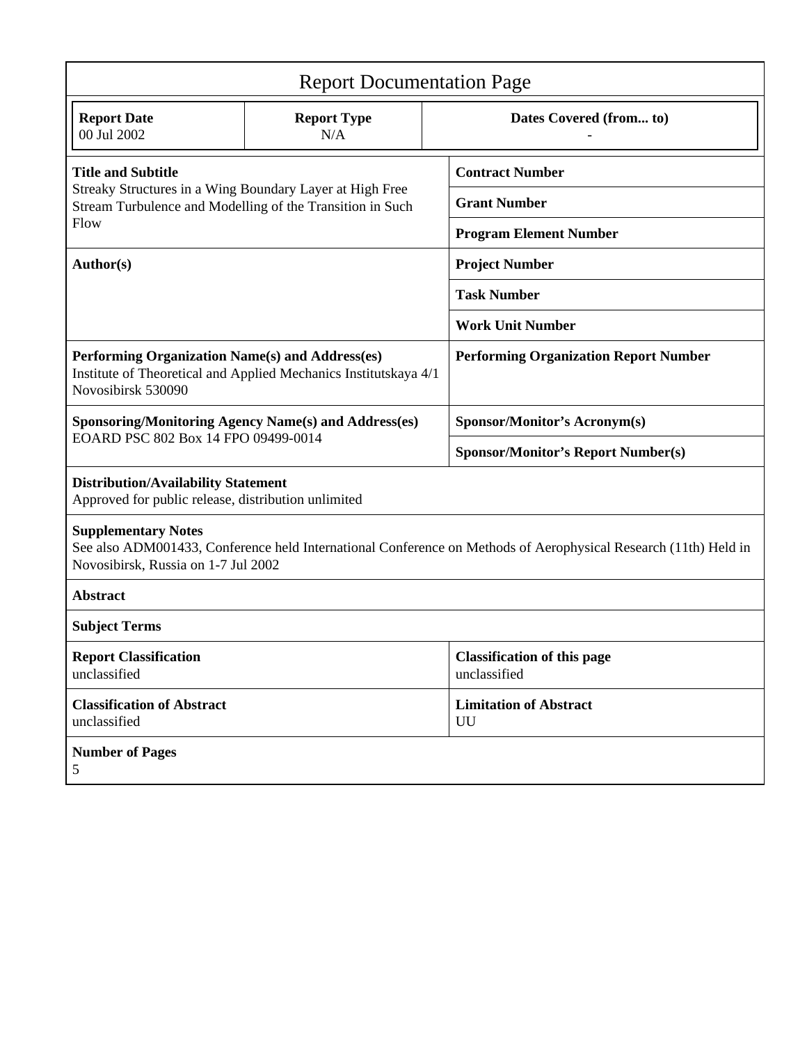# Report Documentation Page

| Report Date | Report Type | Dates Covered (from... to) |
|---|---|---|
| 00 Jul 2002 | N/A | - |

| Title and Subtitle | Contract Number |
|---|---|
| Streaky Structures in a Wing Boundary Layer at High Free Stream Turbulence and Modelling of the Transition in Such Flow | Grant Number |
| | Program Element Number |
| **Author(s)** | **Project Number** |
| | **Task Number** |
| | **Work Unit Number** |
| **Performing Organization Name(s) and Address(es)** Institute of Theoretical and Applied Mechanics Institutskaya 4/1 Novosibirsk 530090 | **Performing Organization Report Number** |
| **Sponsoring/Monitoring Agency Name(s) and Address(es)** EOARD PSC 802 Box 14 FPO 09499-0014 | **Sponsor/Monitor's Acronym(s)** |
| | **Sponsor/Monitor's Report Number(s)** |

**Distribution/Availability Statement**
Approved for public release, distribution unlimited

**Supplementary Notes**
See also ADM001433, Conference held International Conference on Methods of Aerophysical Research (11th) Held in Novosibirsk, Russia on 1-7 Jul 2002

**Abstract**

**Subject Terms**

| Report Classification | Classification of this page |
|---|---|
| unclassified | unclassified |
| **Classification of Abstract** | **Limitation of Abstract** |
| unclassified | UU |

**Number of Pages**
5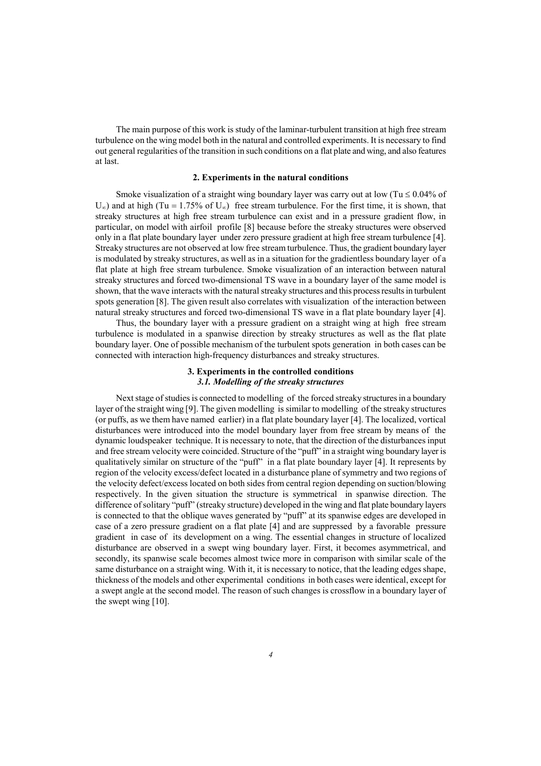The main purpose of this work is study of the laminar-turbulent transition at high free stream turbulence on the wing model both in the natural and controlled experiments. It is necessary to find out general regularities of the transition in such conditions on a flat plate and wing, and also features at last.

## 2. Experiments in the natural conditions

Smoke visualization of a straight wing boundary layer was carry out at low ($Tu \leq 0.04\%$ of $U_\infty$) and at high ($Tu = 1.75\%$ of $U_\infty$) free stream turbulence. For the first time, it is shown, that streaky structures at high free stream turbulence can exist and in a pressure gradient flow, in particular, on model with airfoil profile [8] because before the streaky structures were observed only in a flat plate boundary layer under zero pressure gradient at high free stream turbulence [4]. Streaky structures are not observed at low free stream turbulence. Thus, the gradient boundary layer is modulated by streaky structures, as well as in a situation for the gradientless boundary layer of a flat plate at high free stream turbulence. Smoke visualization of an interaction between natural streaky structures and forced two-dimensional TS wave in a boundary layer of the same model is shown, that the wave interacts with the natural streaky structures and this process results in turbulent spots generation [8]. The given result also correlates with visualization of the interaction between natural streaky structures and forced two-dimensional TS wave in a flat plate boundary layer [4].

Thus, the boundary layer with a pressure gradient on a straight wing at high free stream turbulence is modulated in a spanwise direction by streaky structures as well as the flat plate boundary layer. One of possible mechanism of the turbulent spots generation in both cases can be connected with interaction high-frequency disturbances and streaky structures.

## 3. Experiments in the controlled conditions

### *3.1. Modelling of the streaky structures*

Next stage of studies is connected to modelling of the forced streaky structures in a boundary layer of the straight wing [9]. The given modelling is similar to modelling of the streaky structures (or puffs, as we them have named earlier) in a flat plate boundary layer [4]. The localized, vortical disturbances were introduced into the model boundary layer from free stream by means of the dynamic loudspeaker technique. It is necessary to note, that the direction of the disturbances input and free stream velocity were coincided. Structure of the "puff" in a straight wing boundary layer is qualitatively similar on structure of the "puff" in a flat plate boundary layer [4]. It represents by region of the velocity excess/defect located in a disturbance plane of symmetry and two regions of the velocity defect/excess located on both sides from central region depending on suction/blowing respectively. In the given situation the structure is symmetrical in spanwise direction. The difference of solitary "puff" (streaky structure) developed in the wing and flat plate boundary layers is connected to that the oblique waves generated by "puff" at its spanwise edges are developed in case of a zero pressure gradient on a flat plate [4] and are suppressed by a favorable pressure gradient in case of its development on a wing. The essential changes in structure of localized disturbance are observed in a swept wing boundary layer. First, it becomes asymmetrical, and secondly, its spanwise scale becomes almost twice more in comparison with similar scale of the same disturbance on a straight wing. With it, it is necessary to notice, that the leading edges shape, thickness of the models and other experimental conditions in both cases were identical, except for a swept angle at the second model. The reason of such changes is crossflow in a boundary layer of the swept wing [10].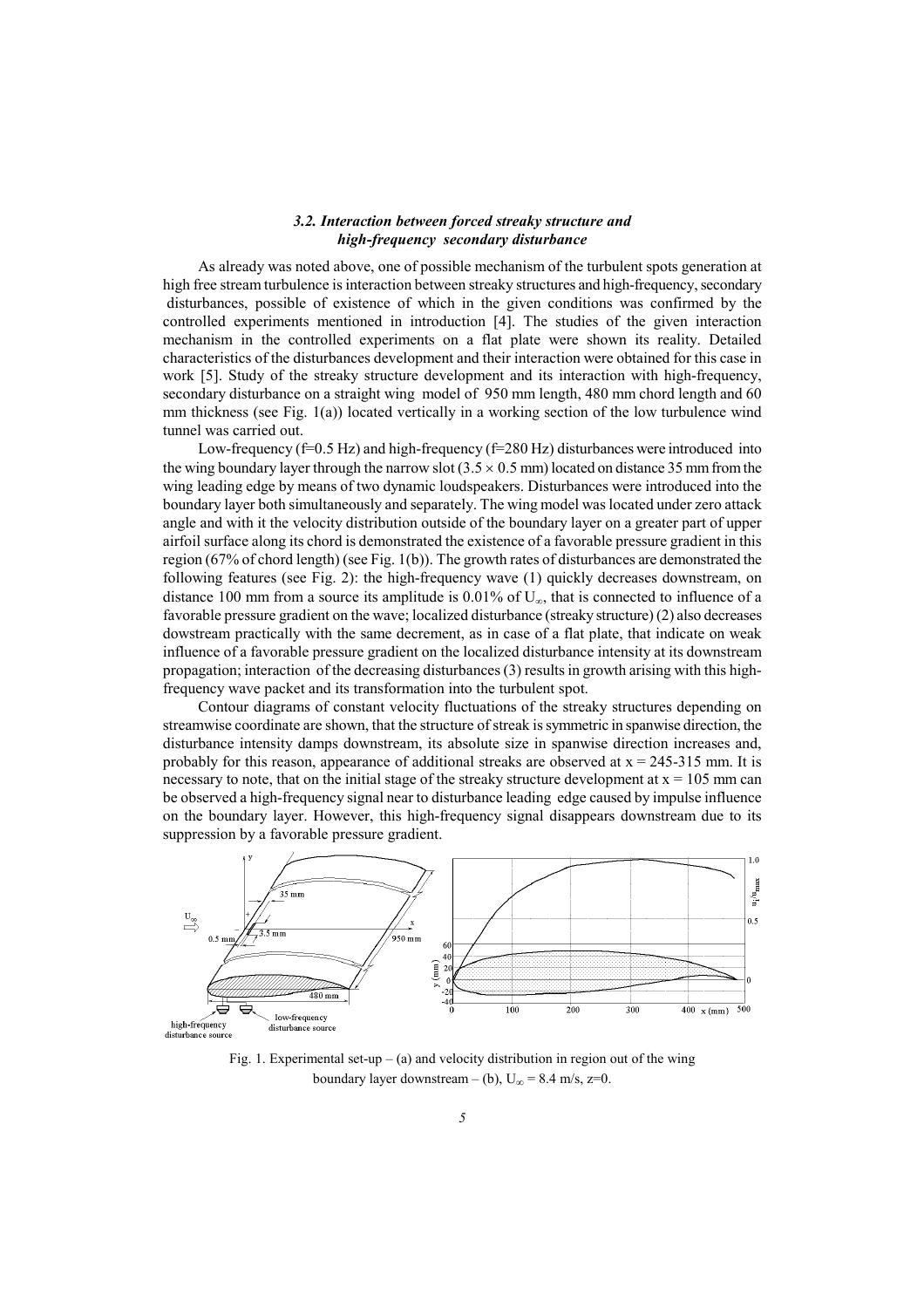### *3.2. Interaction between forced streaky structure and high-frequency secondary disturbance*

As already was noted above, one of possible mechanism of the turbulent spots generation at high free stream turbulence is interaction between streaky structures and high-frequency, secondary disturbances, possible of existence of which in the given conditions was confirmed by the controlled experiments mentioned in introduction [4]. The studies of the given interaction mechanism in the controlled experiments on a flat plate were shown its reality. Detailed characteristics of the disturbances development and their interaction were obtained for this case in work [5]. Study of the streaky structure development and its interaction with high-frequency, secondary disturbance on a straight wing model of 950 mm length, 480 mm chord length and 60 mm thickness (see Fig. 1(a)) located vertically in a working section of the low turbulence wind tunnel was carried out.

Low-frequency (f=0.5 Hz) and high-frequency (f=280 Hz) disturbances were introduced into the wing boundary layer through the narrow slot ($3.5 \times 0.5$ mm) located on distance 35 mm from the wing leading edge by means of two dynamic loudspeakers. Disturbances were introduced into the boundary layer both simultaneously and separately. The wing model was located under zero attack angle and with it the velocity distribution outside of the boundary layer on a greater part of upper airfoil surface along its chord is demonstrated the existence of a favorable pressure gradient in this region (67% of chord length) (see Fig. 1(b)). The growth rates of disturbances are demonstrated the following features (see Fig. 2): the high-frequency wave (1) quickly decreases downstream, on distance 100 mm from a source its amplitude is 0.01% of $U_{\infty}$, that is connected to influence of a favorable pressure gradient on the wave; localized disturbance (streaky structure) (2) also decreases dowstream practically with the same decrement, as in case of a flat plate, that indicate on weak influence of a favorable pressure gradient on the localized disturbance intensity at its downstream propagation; interaction of the decreasing disturbances (3) results in growth arising with this high-frequency wave packet and its transformation into the turbulent spot.

Contour diagrams of constant velocity fluctuations of the streaky structures depending on streamwise coordinate are shown, that the structure of streak is symmetric in spanwise direction, the disturbance intensity damps downstream, its absolute size in spanwise direction increases and, probably for this reason, appearance of additional streaks are observed at x = 245-315 mm. It is necessary to note, that on the initial stage of the streaky structure development at x = 105 mm can be observed a high-frequency signal near to disturbance leading edge caused by impulse influence on the boundary layer. However, this high-frequency signal disappears downstream due to its suppression by a favorable pressure gradient.

Fig. 1. Experimental set-up – (a) and velocity distribution in region out of the wing boundary layer downstream – (b), $U_{\infty}$ = 8.4 m/s, z=0.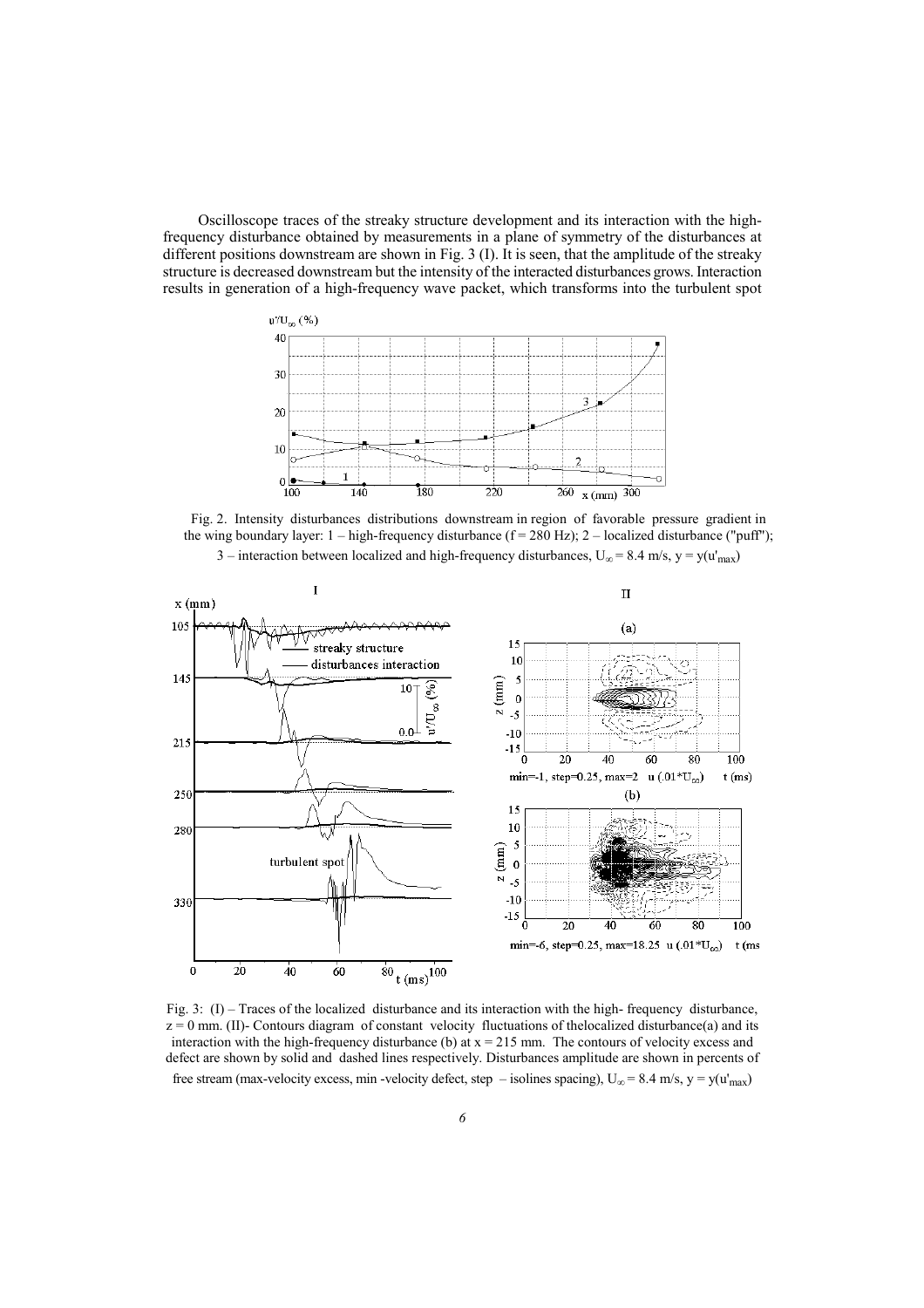Oscilloscope traces of the streaky structure development and its interaction with the high-frequency disturbance obtained by measurements in a plane of symmetry of the disturbances at different positions downstream are shown in Fig. 3 (I). It is seen, that the amplitude of the streaky structure is decreased downstream but the intensity of the interacted disturbances grows. Interaction results in generation of a high-frequency wave packet, which transforms into the turbulent spot

Fig. 2. Intensity disturbances distributions downstream in region of favorable pressure gradient in the wing boundary layer: 1 – high-frequency disturbance ($f = 280$ Hz); 2 – localized disturbance ("puff"); 3 – interaction between localized and high-frequency disturbances, $U_\infty = 8.4$ m/s, $y = y(u'_{max})$

Fig. 3: (I) – Traces of the localized disturbance and its interaction with the high- frequency disturbance, $z = 0$ mm. (II)- Contours diagram of constant velocity fluctuations of thelocalized disturbance(a) and its interaction with the high-frequency disturbance (b) at $x = 215$ mm. The contours of velocity excess and defect are shown by solid and dashed lines respectively. Disturbances amplitude are shown in percents of free stream (max-velocity excess, min -velocity defect, step – isolines spacing), $U_\infty = 8.4$ m/s, $y = y(u'_{max})$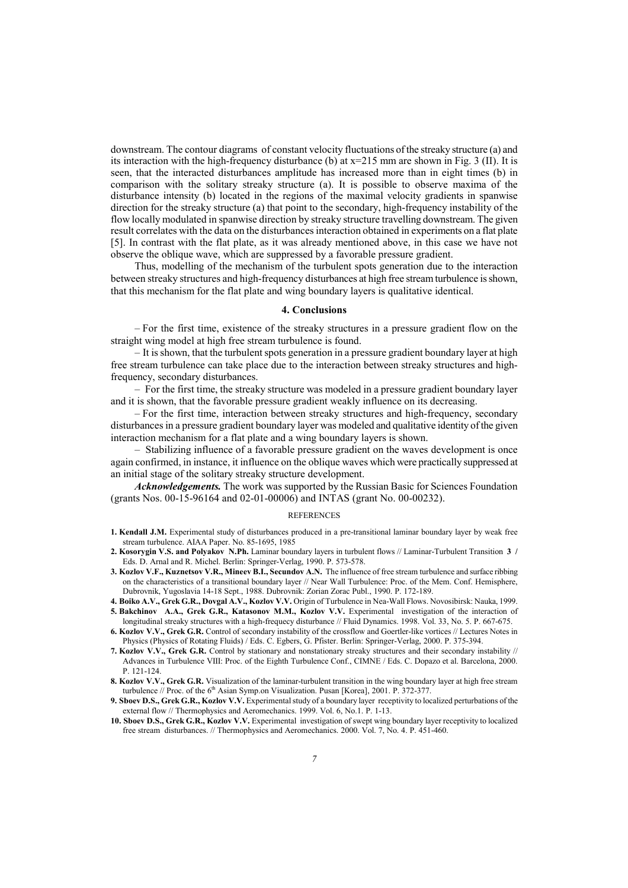downstream. The contour diagrams of constant velocity fluctuations of the streaky structure (a) and its interaction with the high-frequency disturbance (b) at x=215 mm are shown in Fig. 3 (II). It is seen, that the interacted disturbances amplitude has increased more than in eight times (b) in comparison with the solitary streaky structure (a). It is possible to observe maxima of the disturbance intensity (b) located in the regions of the maximal velocity gradients in spanwise direction for the streaky structure (a) that point to the secondary, high-frequency instability of the flow locally modulated in spanwise direction by streaky structure travelling downstream. The given result correlates with the data on the disturbances interaction obtained in experiments on a flat plate [5]. In contrast with the flat plate, as it was already mentioned above, in this case we have not observe the oblique wave, which are suppressed by a favorable pressure gradient.

Thus, modelling of the mechanism of the turbulent spots generation due to the interaction between streaky structures and high-frequency disturbances at high free stream turbulence is shown, that this mechanism for the flat plate and wing boundary layers is qualitative identical.

## 4. Conclusions

– For the first time, existence of the streaky structures in a pressure gradient flow on the straight wing model at high free stream turbulence is found.

– It is shown, that the turbulent spots generation in a pressure gradient boundary layer at high free stream turbulence can take place due to the interaction between streaky structures and high-frequency, secondary disturbances.

– For the first time, the streaky structure was modeled in a pressure gradient boundary layer and it is shown, that the favorable pressure gradient weakly influence on its decreasing.

– For the first time, interaction between streaky structures and high-frequency, secondary disturbances in a pressure gradient boundary layer was modeled and qualitative identity of the given interaction mechanism for a flat plate and a wing boundary layers is shown.

– Stabilizing influence of a favorable pressure gradient on the waves development is once again confirmed, in instance, it influence on the oblique waves which were practically suppressed at an initial stage of the solitary streaky structure development.

***Acknowledgements.*** The work was supported by the Russian Basic for Sciences Foundation (grants Nos. 00-15-96164 and 02-01-00006) and INTAS (grant No. 00-00232).

### REFERENCES

1. **Kendall J.M.** Experimental study of disturbances produced in a pre-transitional laminar boundary layer by weak free stream turbulence. AIAA Paper. No. 85-1695, 1985
2. **Kosorygin V.S. and Polyakov N.Ph.** Laminar boundary layers in turbulent flows // Laminar-Turbulent Transition **3** / Eds. D. Arnal and R. Michel. Berlin: Springer-Verlag, 1990. P. 573-578.
3. **Kozlov V.F., Kuznetsov V.R., Mineev B.I., Secundov A.N.** The influence of free stream turbulence and surface ribbing on the characteristics of a transitional boundary layer // Near Wall Turbulence: Proc. of the Mem. Conf. Hemisphere, Dubrovnik, Yugoslavia 14-18 Sept., 1988. Dubrovnik: Zorian Zorac Publ., 1990. P. 172-189.
4. **Boiko A.V., Grek G.R., Dovgal A.V., Kozlov V.V.** Origin of Turbulence in Nea-Wall Flows. Novosibirsk: Nauka, 1999.
5. **Bakchinov A.A., Grek G.R., Katasonov M.M., Kozlov V.V.** Experimental investigation of the interaction of longitudinal streaky structures with a high-frequecy disturbance // Fluid Dynamics. 1998. Vol. 33, No. 5. P. 667-675.
6. **Kozlov V.V., Grek G.R.** Control of secondary instability of the crossflow and Goertler-like vortices // Lectures Notes in Physics (Physics of Rotating Fluids) / Eds. C. Egbers, G. Pfister. Berlin: Springer-Verlag, 2000. P. 375-394.
7. **Kozlov V.V., Grek G.R.** Control by stationary and nonstationary streaky structures and their secondary instability // Advances in Turbulence VIII: Proc. of the Eighth Turbulence Conf., CIMNE / Eds. C. Dopazo et al. Barcelona, 2000. P. 121-124.
8. **Kozlov V.V., Grek G.R.** Visualization of the laminar-turbulent transition in the wing boundary layer at high free stream turbulence // Proc. of the 6th Asian Symp.on Visualization. Pusan [Korea], 2001. P. 372-377.
9. **Sboev D.S., Grek G.R., Kozlov V.V.** Experimental study of a boundary layer receptivity to localized perturbations of the external flow // Thermophysics and Aeromechanics. 1999. Vol. 6, No.1. P. 1-13.
10. **Sboev D.S., Grek G.R., Kozlov V.V.** Experimental investigation of swept wing boundary layer receptivity to localized free stream disturbances. // Thermophysics and Aeromechanics. 2000. Vol. 7, No. 4. P. 451-460.